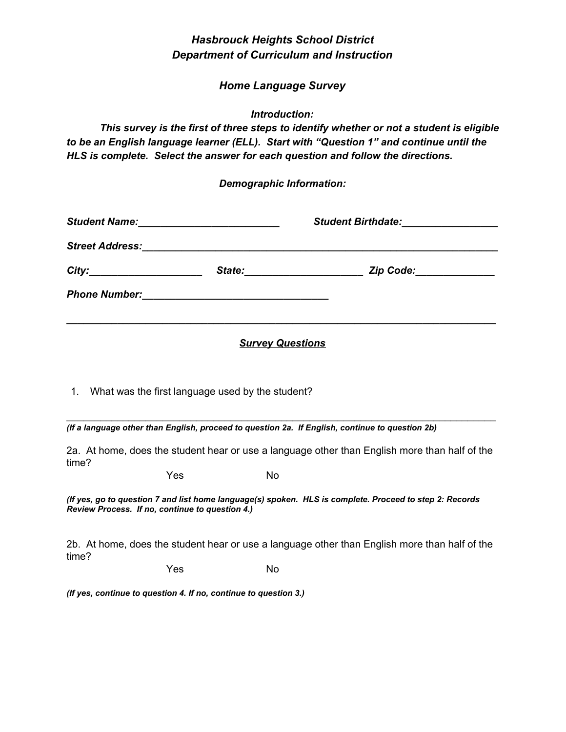# *Hasbrouck Heights School District*
## *Department of Curriculum and Instruction*

### *Home Language Survey*

***Introduction:***

***This survey is the first of three steps to identify whether or not a student is eligible to be an English language learner (ELL). Start with "Question 1" and continue until the HLS is complete. Select the answer for each question and follow the directions.***

***Demographic Information:***

***Student Name:*** _________________________ ***Student Birthdate:*** _________________

***Street Address:*** ________________________________________________________________

***City:*** ____________________ ***State:*** _____________________ ***Zip Code:*** ______________

***Phone Number:*** _________________________________

---

## ***Survey Questions***

1. What was the first language used by the student?

_______________________________________________________________________________

***(If a language other than English, proceed to question 2a. If English, continue to question 2b)***

2a. At home, does the student hear or use a language other than English more than half of the time?

Yes No

***(If yes, go to question 7 and list home language(s) spoken. HLS is complete. Proceed to step 2: Records Review Process. If no, continue to question 4.)***

2b. At home, does the student hear or use a language other than English more than half of the time?

Yes No

***(If yes, continue to question 4. If no, continue to question 3.)***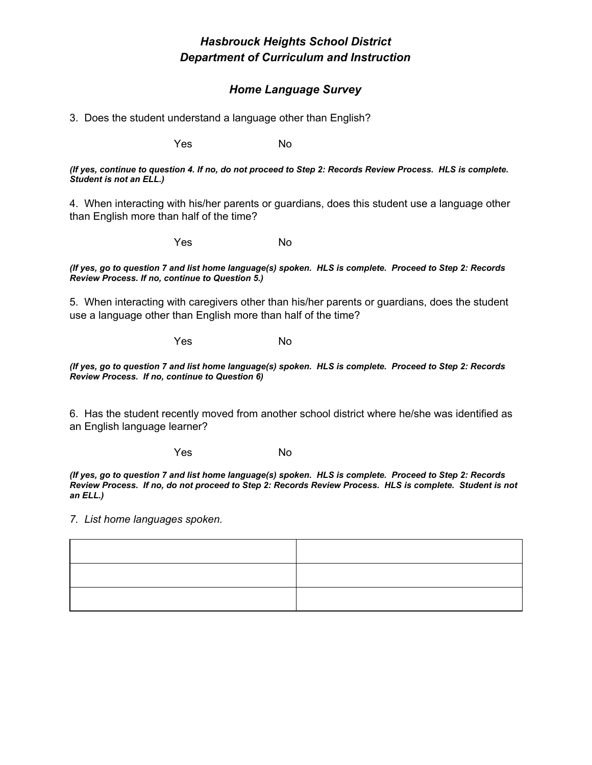# *Hasbrouck Heights School District*
# *Department of Curriculum and Instruction*

## *Home Language Survey*

3. Does the student understand a language other than English?

Yes No

***(If yes, continue to question 4. If no, do not proceed to Step 2: Records Review Process. HLS is complete. Student is not an ELL.)***

4. When interacting with his/her parents or guardians, does this student use a language other than English more than half of the time?

Yes No

***(If yes, go to question 7 and list home language(s) spoken. HLS is complete. Proceed to Step 2: Records Review Process. If no, continue to Question 5.)***

5. When interacting with caregivers other than his/her parents or guardians, does the student use a language other than English more than half of the time?

Yes No

***(If yes, go to question 7 and list home language(s) spoken. HLS is complete. Proceed to Step 2: Records Review Process. If no, continue to Question 6)***

6. Has the student recently moved from another school district where he/she was identified as an English language learner?

Yes No

***(If yes, go to question 7 and list home language(s) spoken. HLS is complete. Proceed to Step 2: Records Review Process. If no, do not proceed to Step 2: Records Review Process. HLS is complete. Student is not an ELL.)***

*7. List home languages spoken.*

| | |
|---|---|
| | |
| | |
| | |